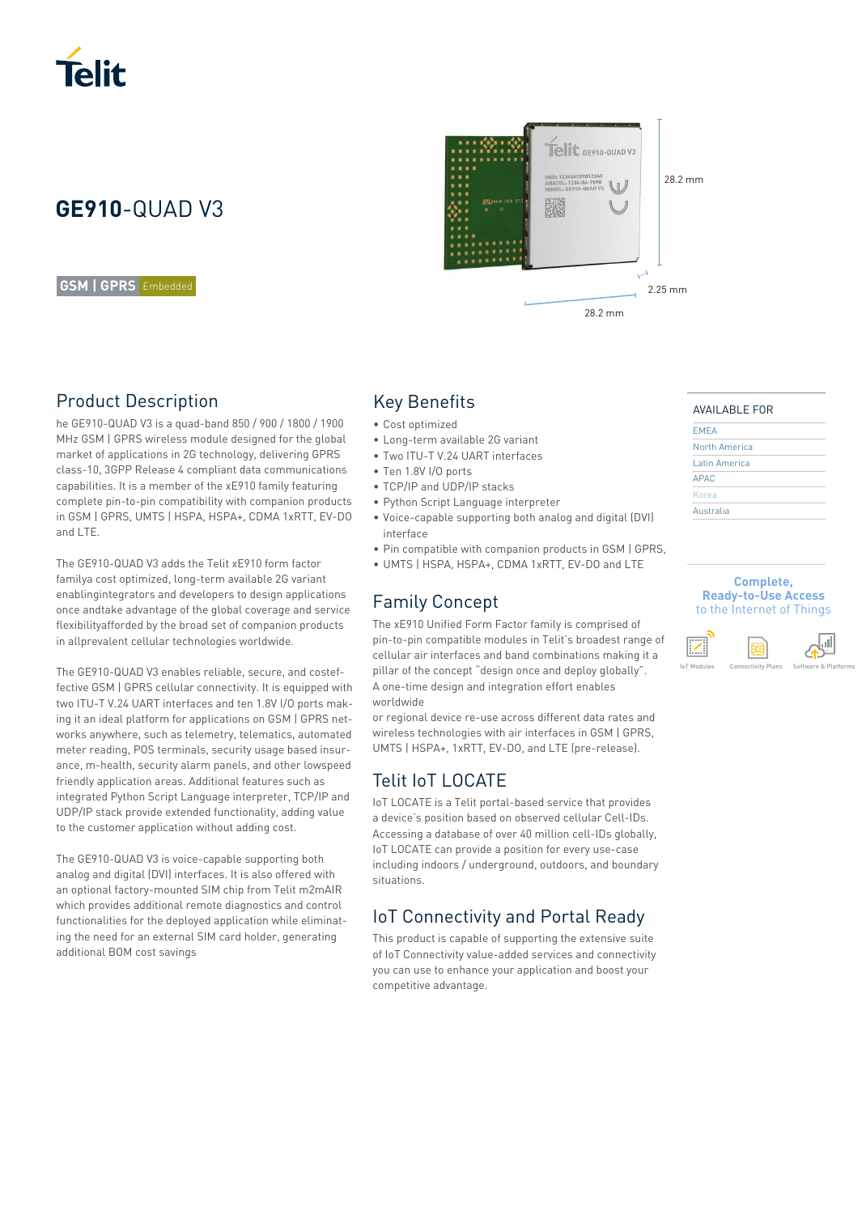Telit

# GE910-QUAD V3

GSM | GPRS Embedded

28.2 mm

2.25 mm

28.2 mm

## Product Description

he GE910-QUAD V3 is a quad-band 850 / 900 / 1800 / 1900 MHz GSM | GPRS wireless module designed for the global market of applications in 2G technology, delivering GPRS class-10, 3GPP Release 4 compliant data communications capabilities. It is a member of the xE910 family featuring complete pin-to-pin compatibility with companion products in GSM | GPRS, UMTS | HSPA, HSPA+, CDMA 1xRTT, EV-DO and LTE.

The GE910-QUAD V3 adds the Telit xE910 form factor familya cost optimized, long-term available 2G variant enablingintegrators and developers to design applications once andtake advantage of the global coverage and service flexibilityafforded by the broad set of companion products in allprevalent cellular technologies worldwide.

The GE910-QUAD V3 enables reliable, secure, and costeffective GSM | GPRS cellular connectivity. It is equipped with two ITU-T V.24 UART interfaces and ten 1.8V I/O ports making it an ideal platform for applications on GSM | GPRS networks anywhere, such as telemetry, telematics, automated meter reading, POS terminals, security usage based insurance, m-health, security alarm panels, and other lowspeed friendly application areas. Additional features such as integrated Python Script Language interpreter, TCP/IP and UDP/IP stack provide extended functionality, adding value to the customer application without adding cost.

The GE910-QUAD V3 is voice-capable supporting both analog and digital (DVI) interfaces. It is also offered with an optional factory-mounted SIM chip from Telit m2mAIR which provides additional remote diagnostics and control functionalities for the deployed application while eliminating the need for an external SIM card holder, generating additional BOM cost savings

## Key Benefits

- Cost optimized
- Long-term available 2G variant
- Two ITU-T V.24 UART interfaces
- Ten 1.8V I/O ports
- TCP/IP and UDP/IP stacks
- Python Script Language interpreter
- Voice-capable supporting both analog and digital (DVI) interface
- Pin compatible with companion products in GSM | GPRS,
- UMTS | HSPA, HSPA+, CDMA 1xRTT, EV-DO and LTE

## Family Concept

The xE910 Unified Form Factor family is comprised of pin-to-pin compatible modules in Telit's broadest range of cellular air interfaces and band combinations making it a pillar of the concept "design once and deploy globally".
A one-time design and integration effort enables worldwide
or regional device re-use across different data rates and wireless technologies with air interfaces in GSM | GPRS, UMTS | HSPA+, 1xRTT, EV-DO, and LTE (pre-release).

## Telit IoT LOCATE

IoT LOCATE is a Telit portal-based service that provides a device's position based on observed cellular Cell-IDs. Accessing a database of over 40 million cell-IDs globally, IoT LOCATE can provide a position for every use-case including indoors / underground, outdoors, and boundary situations.

## IoT Connectivity and Portal Ready

This product is capable of supporting the extensive suite of IoT Connectivity value-added services and connectivity you can use to enhance your application and boost your competitive advantage.

AVAILABLE FOR

- EMEA
- North America
- Latin America
- APAC
- Korea
- Australia

**Complete, Ready-to-Use Access** to the Internet of Things

IoT Modules | Connectivity Plans | Software & Platforms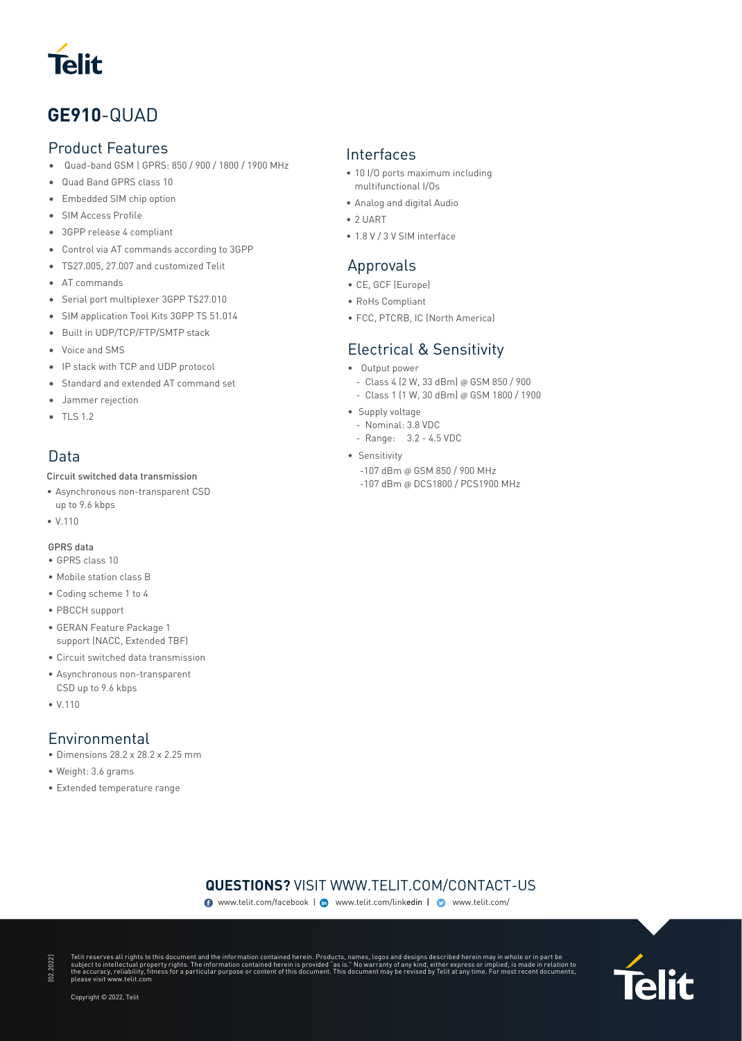# GE910-QUAD

## Product Features

- Quad-band GSM | GPRS: 850 / 900 / 1800 / 1900 MHz
- Quad Band GPRS class 10
- Embedded SIM chip option
- SIM Access Profile
- 3GPP release 4 compliant
- Control via AT commands according to 3GPP
- TS27.005, 27.007 and customized Telit
- AT commands
- Serial port multiplexer 3GPP TS27.010
- SIM application Tool Kits 3GPP TS 51.014
- Built in UDP/TCP/FTP/SMTP stack
- Voice and SMS
- IP stack with TCP and UDP protocol
- Standard and extended AT command set
- Jammer rejection
- TLS 1.2

## Data

Circuit switched data transmission

- Asynchronous non-transparent CSD up to 9.6 kbps
- V.110

GPRS data

- GPRS class 10
- Mobile station class B
- Coding scheme 1 to 4
- PBCCH support
- GERAN Feature Package 1 support (NACC, Extended TBF)
- Circuit switched data transmission
- Asynchronous non-transparent CSD up to 9.6 kbps
- V.110

## Environmental

- Dimensions 28.2 x 28.2 x 2.25 mm
- Weight: 3.6 grams
- Extended temperature range

## Interfaces

- 10 I/O ports maximum including multifunctional I/Os
- Analog and digital Audio
- 2 UART
- 1.8 V / 3 V SIM interface

## Approvals

- CE, GCF (Europe)
- RoHs Compliant
- FCC, PTCRB, IC (North America)

## Electrical & Sensitivity

- Output power
  - Class 4 (2 W, 33 dBm) @ GSM 850 / 900
  - Class 1 (1 W, 30 dBm) @ GSM 1800 / 1900
- Supply voltage
  - Nominal: 3.8 VDC
  - Range: 3.2 - 4.5 VDC
- Sensitivity
  - -107 dBm @ GSM 850 / 900 MHz
  - -107 dBm @ DCS1800 / PCS1900 MHz

**QUESTIONS?** VISIT WWW.TELIT.COM/CONTACT-US

www.telit.com/facebook | www.telit.com/linkedin | www.telit.com/

Telit reserves all rights to this document and the information contained herein. Products, names, logos and designs described herein may in whole or in part be subject to intellectual property rights. The information contained herein is provided "as is." No warranty of any kind, either express or implied, is made in relation to the accuracy, reliability, fitness for a particular purpose or content of this document. This document may be revised by Telit at any time. For most recent documents, please visit www.telit.com

Copyright © 2022, Telit

[02.2022]